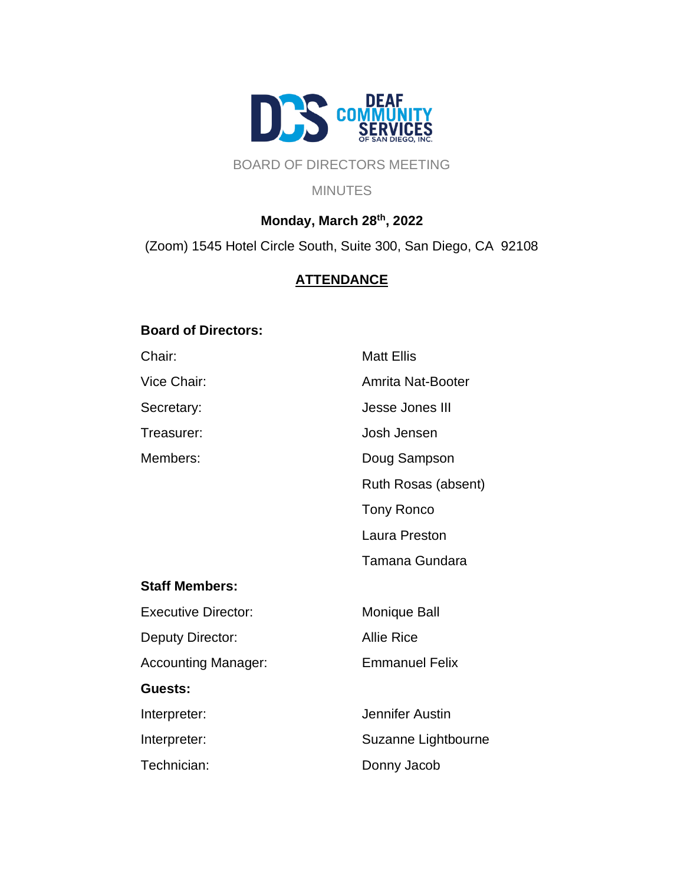DEAF COMMUNITY SERVICES OF SAN DIEGO, INC.

BOARD OF DIRECTORS MEETING

MINUTES

**Monday, March 28th, 2022**

(Zoom) 1545 Hotel Circle South, Suite 300, San Diego, CA 92108

## ATTENDANCE

**Board of Directors:**

| | |
|---|---|
| Chair: | Matt Ellis |
| Vice Chair: | Amrita Nat-Booter |
| Secretary: | Jesse Jones III |
| Treasurer: | Josh Jensen |
| Members: | Doug Sampson |
| | Ruth Rosas (absent) |
| | Tony Ronco |
| | Laura Preston |
| | Tamana Gundara |

**Staff Members:**

| | |
|---|---|
| Executive Director: | Monique Ball |
| Deputy Director: | Allie Rice |
| Accounting Manager: | Emmanuel Felix |

**Guests:**

| | |
|---|---|
| Interpreter: | Jennifer Austin |
| Interpreter: | Suzanne Lightbourne |
| Technician: | Donny Jacob |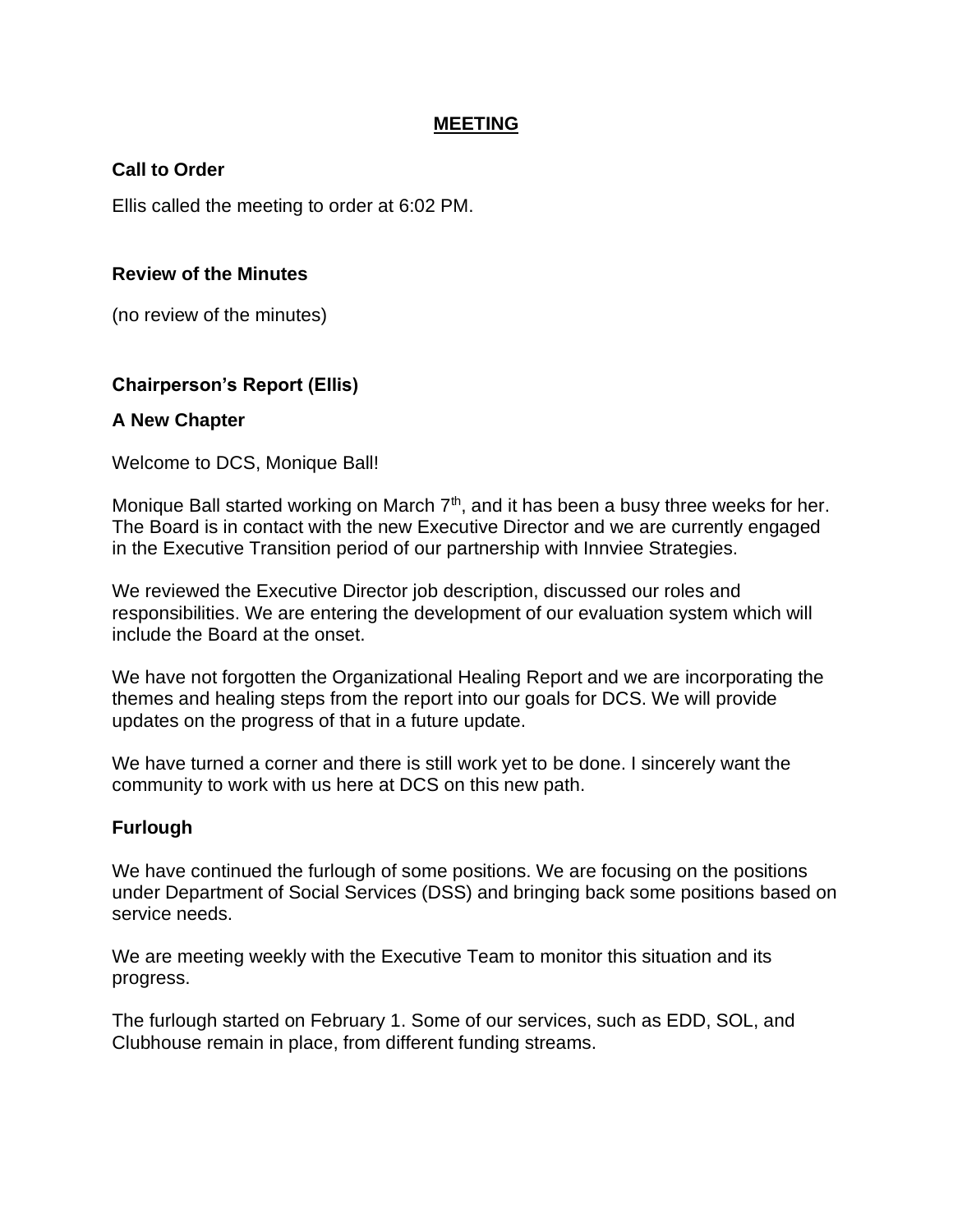## MEETING

### Call to Order

Ellis called the meeting to order at 6:02 PM.

### Review of the Minutes

(no review of the minutes)

### Chairperson's Report (Ellis)

### A New Chapter

Welcome to DCS, Monique Ball!

Monique Ball started working on March 7th, and it has been a busy three weeks for her. The Board is in contact with the new Executive Director and we are currently engaged in the Executive Transition period of our partnership with Innviee Strategies.

We reviewed the Executive Director job description, discussed our roles and responsibilities. We are entering the development of our evaluation system which will include the Board at the onset.

We have not forgotten the Organizational Healing Report and we are incorporating the themes and healing steps from the report into our goals for DCS. We will provide updates on the progress of that in a future update.

We have turned a corner and there is still work yet to be done. I sincerely want the community to work with us here at DCS on this new path.

### Furlough

We have continued the furlough of some positions. We are focusing on the positions under Department of Social Services (DSS) and bringing back some positions based on service needs.

We are meeting weekly with the Executive Team to monitor this situation and its progress.

The furlough started on February 1. Some of our services, such as EDD, SOL, and Clubhouse remain in place, from different funding streams.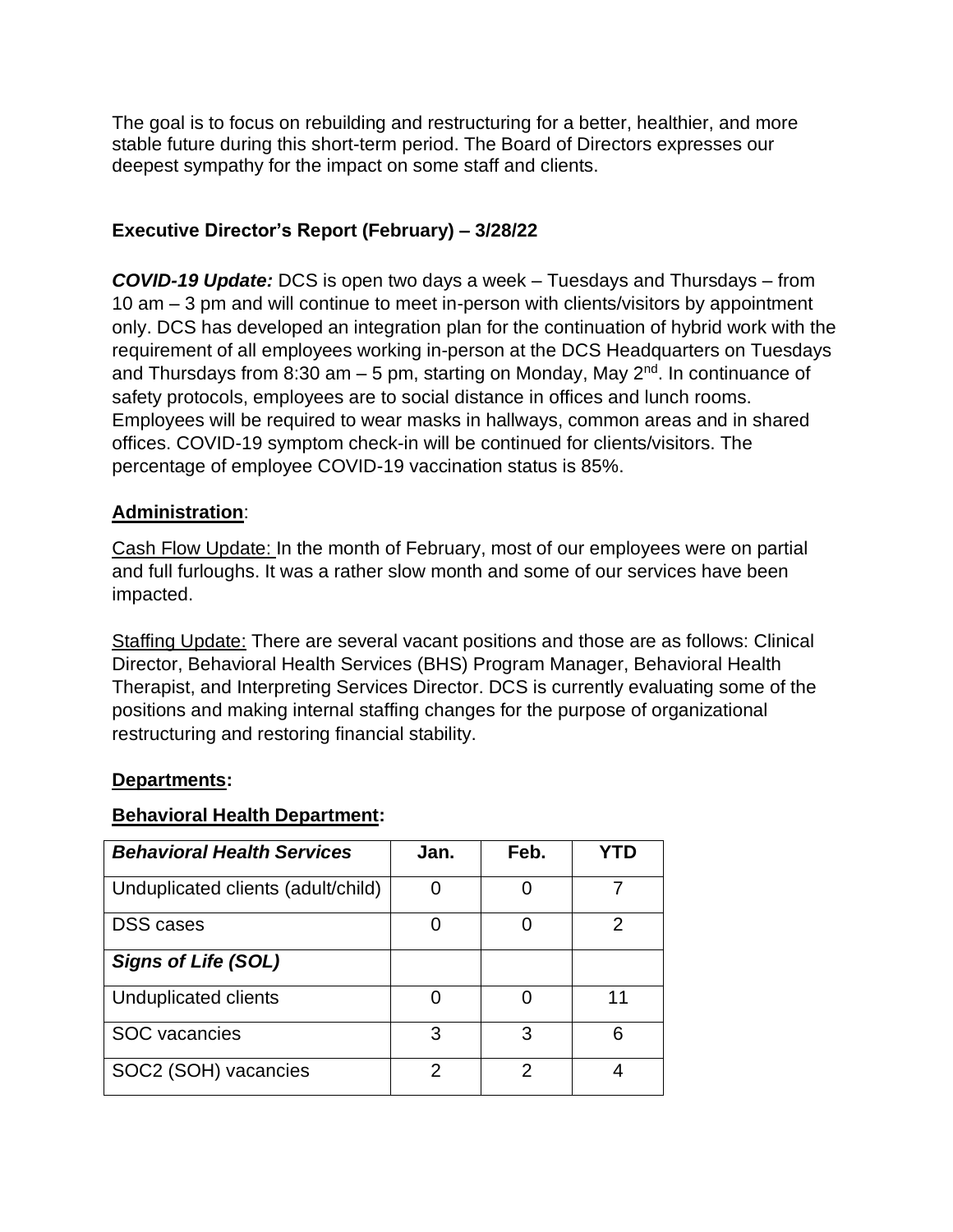The goal is to focus on rebuilding and restructuring for a better, healthier, and more stable future during this short-term period. The Board of Directors expresses our deepest sympathy for the impact on some staff and clients.

### Executive Director's Report (February) – 3/28/22

***COVID-19 Update:*** DCS is open two days a week – Tuesdays and Thursdays – from 10 am – 3 pm and will continue to meet in-person with clients/visitors by appointment only. DCS has developed an integration plan for the continuation of hybrid work with the requirement of all employees working in-person at the DCS Headquarters on Tuesdays and Thursdays from 8:30 am – 5 pm, starting on Monday, May 2nd. In continuance of safety protocols, employees are to social distance in offices and lunch rooms. Employees will be required to wear masks in hallways, common areas and in shared offices. COVID-19 symptom check-in will be continued for clients/visitors. The percentage of employee COVID-19 vaccination status is 85%.

**Administration**:

Cash Flow Update: In the month of February, most of our employees were on partial and full furloughs. It was a rather slow month and some of our services have been impacted.

Staffing Update: There are several vacant positions and those are as follows: Clinical Director, Behavioral Health Services (BHS) Program Manager, Behavioral Health Therapist, and Interpreting Services Director. DCS is currently evaluating some of the positions and making internal staffing changes for the purpose of organizational restructuring and restoring financial stability.

**Departments:**

**Behavioral Health Department:**

| ***Behavioral Health Services*** | **Jan.** | **Feb.** | **YTD** |
|---|---|---|---|
| Unduplicated clients (adult/child) | 0 | 0 | 7 |
| DSS cases | 0 | 0 | 2 |
| ***Signs of Life (SOL)*** | | | |
| Unduplicated clients | 0 | 0 | 11 |
| SOC vacancies | 3 | 3 | 6 |
| SOC2 (SOH) vacancies | 2 | 2 | 4 |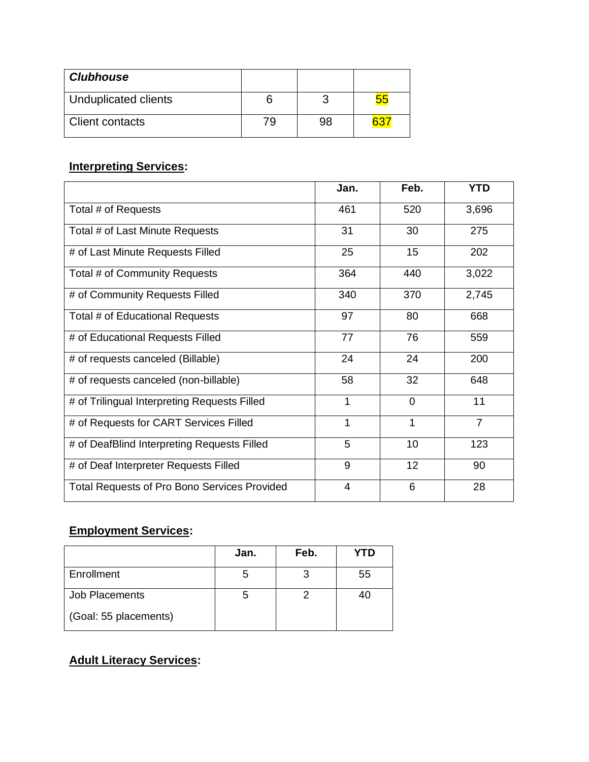| ***Clubhouse*** | | | |
|---|---|---|---|
| Unduplicated clients | 6 | 3 | 55 |
| Client contacts | 79 | 98 | 637 |

## **Interpreting Services:**

| | Jan. | Feb. | YTD |
|---|---|---|---|
| Total # of Requests | 461 | 520 | 3,696 |
| Total # of Last Minute Requests | 31 | 30 | 275 |
| # of Last Minute Requests Filled | 25 | 15 | 202 |
| Total # of Community Requests | 364 | 440 | 3,022 |
| # of Community Requests Filled | 340 | 370 | 2,745 |
| Total # of Educational Requests | 97 | 80 | 668 |
| # of Educational Requests Filled | 77 | 76 | 559 |
| # of requests canceled (Billable) | 24 | 24 | 200 |
| # of requests canceled (non-billable) | 58 | 32 | 648 |
| # of Trilingual Interpreting Requests Filled | 1 | 0 | 11 |
| # of Requests for CART Services Filled | 1 | 1 | 7 |
| # of DeafBlind Interpreting Requests Filled | 5 | 10 | 123 |
| # of Deaf Interpreter Requests Filled | 9 | 12 | 90 |
| Total Requests of Pro Bono Services Provided | 4 | 6 | 28 |

## **Employment Services:**

| | Jan. | Feb. | YTD |
|---|---|---|---|
| Enrollment | 5 | 3 | 55 |
| Job Placements (Goal: 55 placements) | 5 | 2 | 40 |

## **Adult Literacy Services:**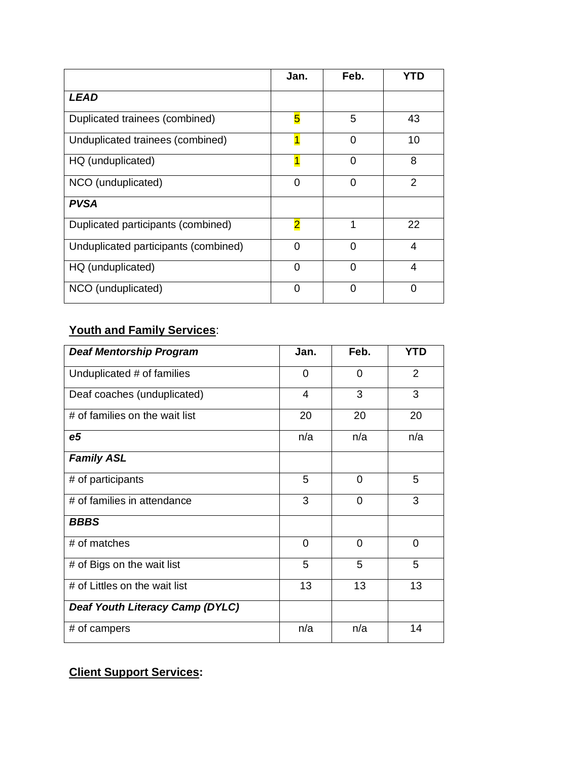| | Jan. | Feb. | YTD |
|---|---|---|---|
| ***LEAD*** | | | |
| Duplicated trainees (combined) | 5 | 5 | 43 |
| Unduplicated trainees (combined) | 1 | 0 | 10 |
| HQ (unduplicated) | 1 | 0 | 8 |
| NCO (unduplicated) | 0 | 0 | 2 |
| ***PVSA*** | | | |
| Duplicated participants (combined) | 2 | 1 | 22 |
| Unduplicated participants (combined) | 0 | 0 | 4 |
| HQ (unduplicated) | 0 | 0 | 4 |
| NCO (unduplicated) | 0 | 0 | 0 |

**Youth and Family Services**:

| ***Deaf Mentorship Program*** | Jan. | Feb. | YTD |
|---|---|---|---|
| Unduplicated # of families | 0 | 0 | 2 |
| Deaf coaches (unduplicated) | 4 | 3 | 3 |
| # of families on the wait list | 20 | 20 | 20 |
| ***e5*** | n/a | n/a | n/a |
| ***Family ASL*** | | | |
| # of participants | 5 | 0 | 5 |
| # of families in attendance | 3 | 0 | 3 |
| ***BBBS*** | | | |
| # of matches | 0 | 0 | 0 |
| # of Bigs on the wait list | 5 | 5 | 5 |
| # of Littles on the wait list | 13 | 13 | 13 |
| ***Deaf Youth Literacy Camp (DYLC)*** | | | |
| # of campers | n/a | n/a | 14 |

**Client Support Services:**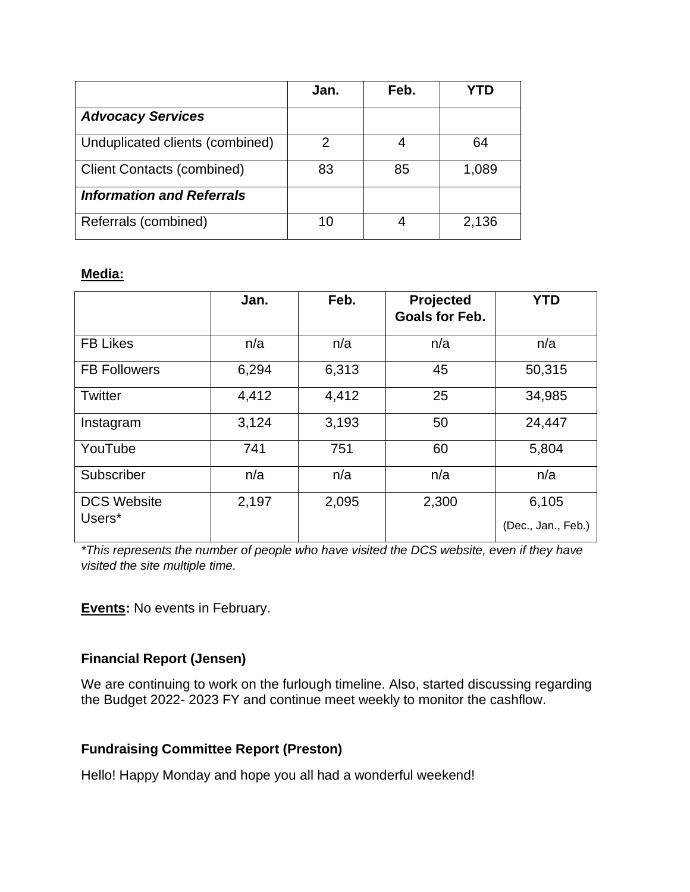| | Jan. | Feb. | YTD |
|---|---|---|---|
| ***Advocacy Services*** | | | |
| Unduplicated clients (combined) | 2 | 4 | 64 |
| Client Contacts (combined) | 83 | 85 | 1,089 |
| ***Information and Referrals*** | | | |
| Referrals (combined) | 10 | 4 | 2,136 |

**Media:**

| | Jan. | Feb. | Projected Goals for Feb. | YTD |
|---|---|---|---|---|
| FB Likes | n/a | n/a | n/a | n/a |
| FB Followers | 6,294 | 6,313 | 45 | 50,315 |
| Twitter | 4,412 | 4,412 | 25 | 34,985 |
| Instagram | 3,124 | 3,193 | 50 | 24,447 |
| YouTube | 741 | 751 | 60 | 5,804 |
| Subscriber | n/a | n/a | n/a | n/a |
| DCS Website Users* | 2,197 | 2,095 | 2,300 | 6,105 (Dec., Jan., Feb.) |

*\*This represents the number of people who have visited the DCS website, even if they have visited the site multiple time.*

**Events:** No events in February.

**Financial Report (Jensen)**

We are continuing to work on the furlough timeline. Also, started discussing regarding the Budget 2022- 2023 FY and continue meet weekly to monitor the cashflow.

**Fundraising Committee Report (Preston)**

Hello! Happy Monday and hope you all had a wonderful weekend!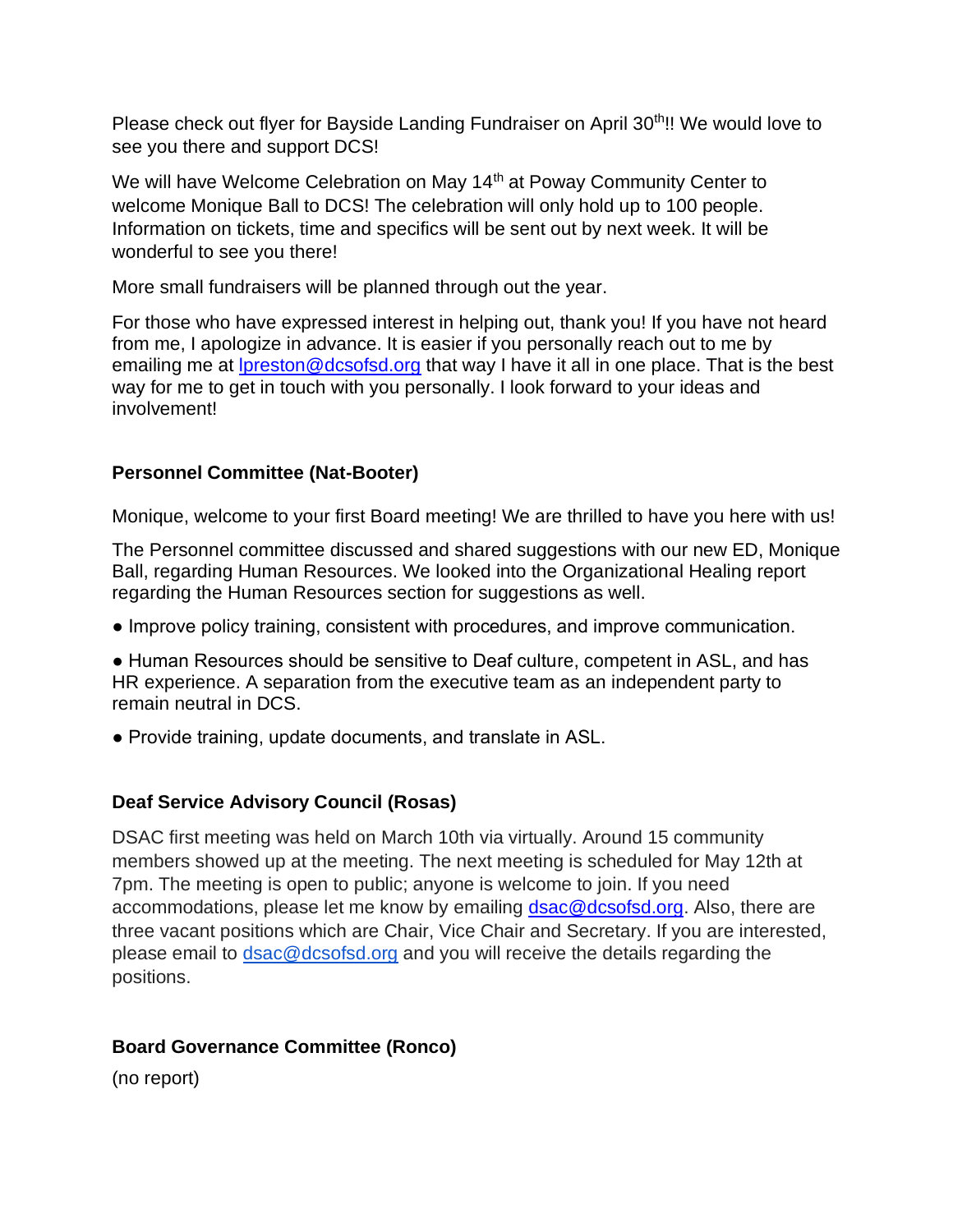Please check out flyer for Bayside Landing Fundraiser on April 30th!! We would love to see you there and support DCS!

We will have Welcome Celebration on May 14th at Poway Community Center to welcome Monique Ball to DCS! The celebration will only hold up to 100 people. Information on tickets, time and specifics will be sent out by next week. It will be wonderful to see you there!

More small fundraisers will be planned through out the year.

For those who have expressed interest in helping out, thank you! If you have not heard from me, I apologize in advance. It is easier if you personally reach out to me by emailing me at lpreston@dcsofsd.org that way I have it all in one place. That is the best way for me to get in touch with you personally. I look forward to your ideas and involvement!

**Personnel Committee (Nat-Booter)**

Monique, welcome to your first Board meeting! We are thrilled to have you here with us!

The Personnel committee discussed and shared suggestions with our new ED, Monique Ball, regarding Human Resources. We looked into the Organizational Healing report regarding the Human Resources section for suggestions as well.

- Improve policy training, consistent with procedures, and improve communication.
- Human Resources should be sensitive to Deaf culture, competent in ASL, and has HR experience. A separation from the executive team as an independent party to remain neutral in DCS.
- Provide training, update documents, and translate in ASL.

**Deaf Service Advisory Council (Rosas)**

DSAC first meeting was held on March 10th via virtually. Around 15 community members showed up at the meeting. The next meeting is scheduled for May 12th at 7pm. The meeting is open to public; anyone is welcome to join. If you need accommodations, please let me know by emailing dsac@dcsofsd.org. Also, there are three vacant positions which are Chair, Vice Chair and Secretary. If you are interested, please email to dsac@dcsofsd.org and you will receive the details regarding the positions.

**Board Governance Committee (Ronco)**

(no report)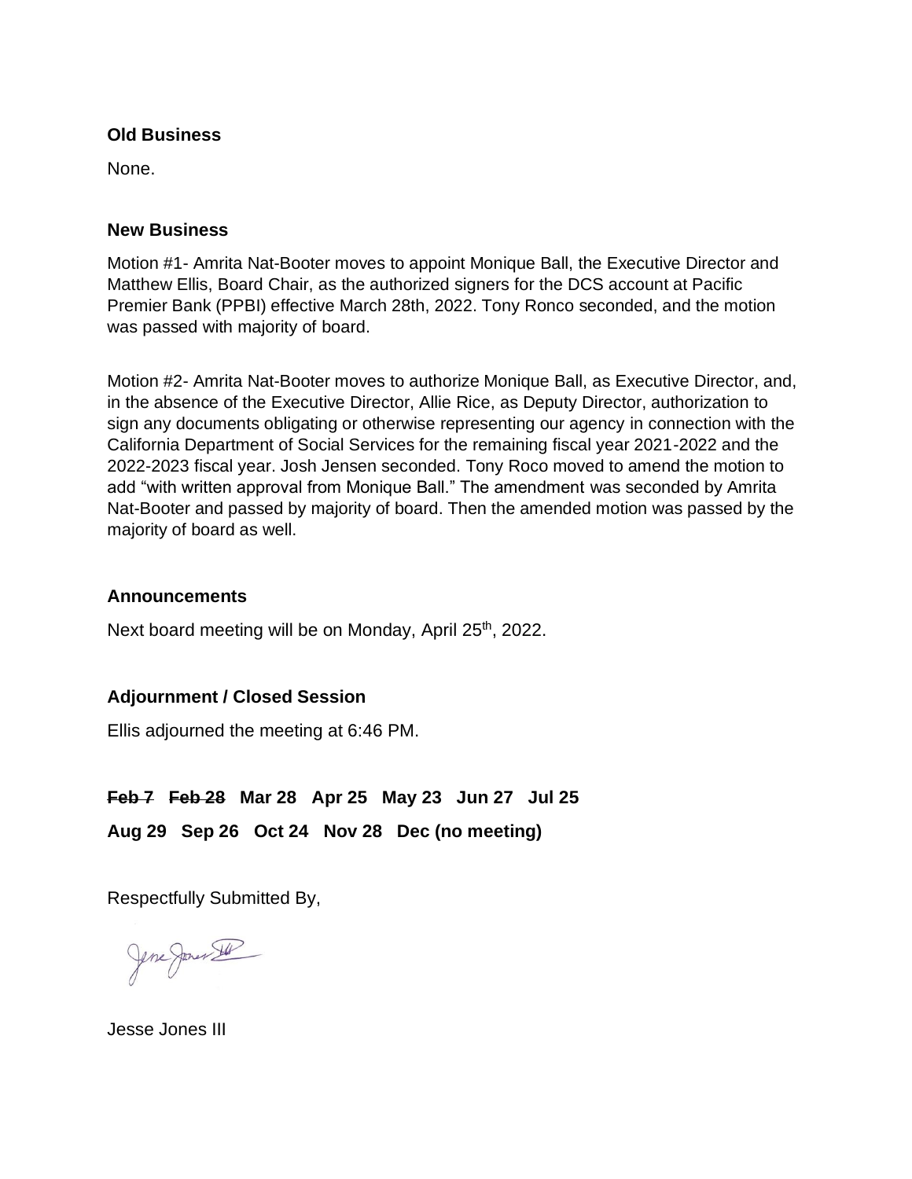### Old Business

None.

### New Business

Motion #1- Amrita Nat-Booter moves to appoint Monique Ball, the Executive Director and Matthew Ellis, Board Chair, as the authorized signers for the DCS account at Pacific Premier Bank (PPBI) effective March 28th, 2022. Tony Ronco seconded, and the motion was passed with majority of board.

Motion #2- Amrita Nat-Booter moves to authorize Monique Ball, as Executive Director, and, in the absence of the Executive Director, Allie Rice, as Deputy Director, authorization to sign any documents obligating or otherwise representing our agency in connection with the California Department of Social Services for the remaining fiscal year 2021-2022 and the 2022-2023 fiscal year. Josh Jensen seconded. Tony Roco moved to amend the motion to add "with written approval from Monique Ball." The amendment was seconded by Amrita Nat-Booter and passed by majority of board. Then the amended motion was passed by the majority of board as well.

### Announcements

Next board meeting will be on Monday, April 25th, 2022.

### Adjournment / Closed Session

Ellis adjourned the meeting at 6:46 PM.

**~~Feb 7~~ ~~Feb 28~~ Mar 28 Apr 25 May 23 Jun 27 Jul 25**

**Aug 29 Sep 26 Oct 24 Nov 28 Dec (no meeting)**

Respectfully Submitted By,

Jesse Jones III